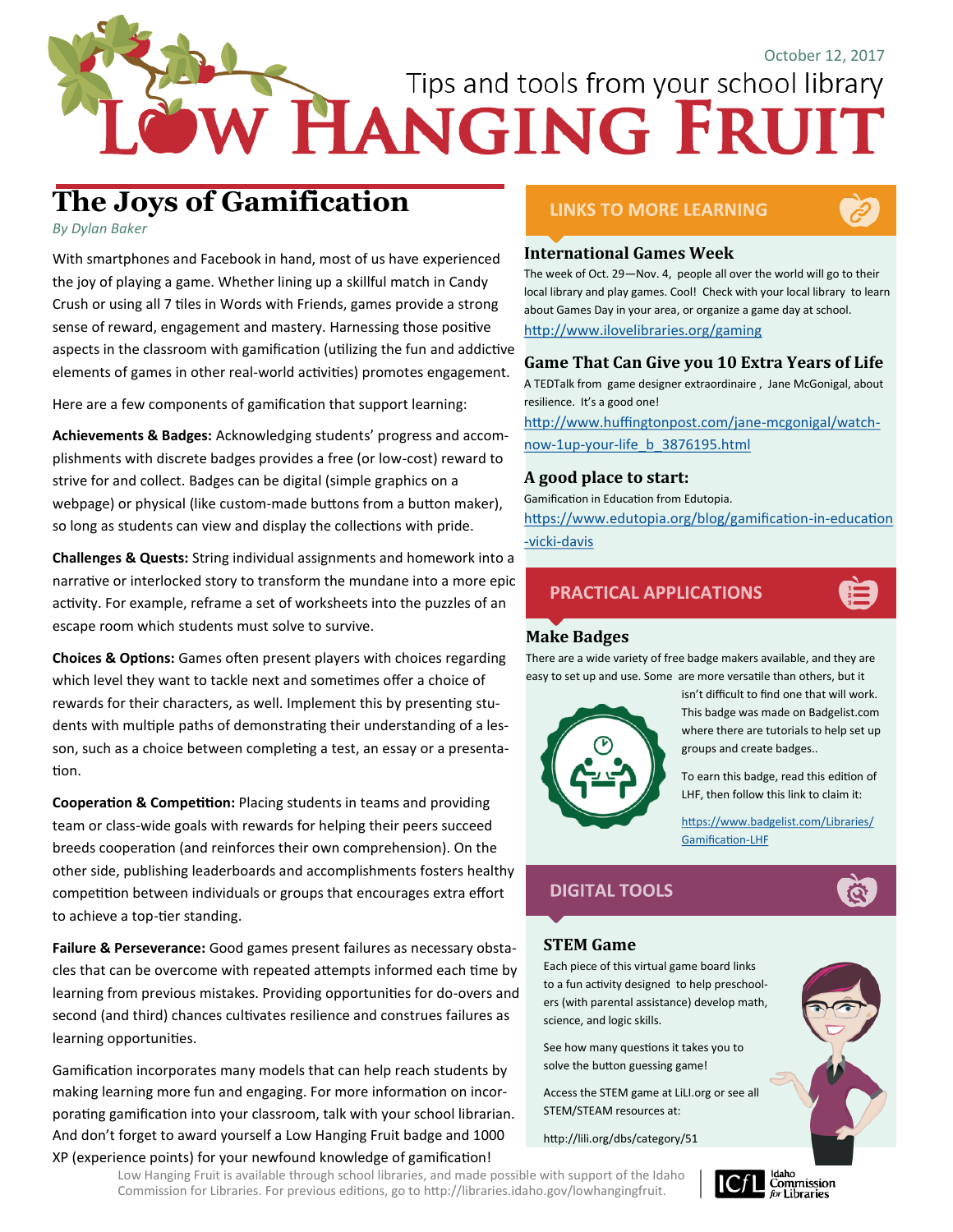October 12, 2017

Tips and tools from your school library

# Low Hanging Fruit

## The Joys of Gamification

*By Dylan Baker*

With smartphones and Facebook in hand, most of us have experienced the joy of playing a game. Whether lining up a skillful match in Candy Crush or using all 7 tiles in Words with Friends, games provide a strong sense of reward, engagement and mastery. Harnessing those positive aspects in the classroom with gamification (utilizing the fun and addictive elements of games in other real-world activities) promotes engagement.

Here are a few components of gamification that support learning:

**Achievements & Badges:** Acknowledging students' progress and accomplishments with discrete badges provides a free (or low-cost) reward to strive for and collect. Badges can be digital (simple graphics on a webpage) or physical (like custom-made buttons from a button maker), so long as students can view and display the collections with pride.

**Challenges & Quests:** String individual assignments and homework into a narrative or interlocked story to transform the mundane into a more epic activity. For example, reframe a set of worksheets into the puzzles of an escape room which students must solve to survive.

**Choices & Options:** Games often present players with choices regarding which level they want to tackle next and sometimes offer a choice of rewards for their characters, as well. Implement this by presenting students with multiple paths of demonstrating their understanding of a lesson, such as a choice between completing a test, an essay or a presentation.

**Cooperation & Competition:** Placing students in teams and providing team or class-wide goals with rewards for helping their peers succeed breeds cooperation (and reinforces their own comprehension). On the other side, publishing leaderboards and accomplishments fosters healthy competition between individuals or groups that encourages extra effort to achieve a top-tier standing.

**Failure & Perseverance:** Good games present failures as necessary obstacles that can be overcome with repeated attempts informed each time by learning from previous mistakes. Providing opportunities for do-overs and second (and third) chances cultivates resilience and construes failures as learning opportunities.

Gamification incorporates many models that can help reach students by making learning more fun and engaging. For more information on incorporating gamification into your classroom, talk with your school librarian. And don't forget to award yourself a Low Hanging Fruit badge and 1000 XP (experience points) for your newfound knowledge of gamification!

## LINKS TO MORE LEARNING

### International Games Week

The week of Oct. 29—Nov. 4, people all over the world will go to their local library and play games. Cool! Check with your local library to learn about Games Day in your area, or organize a game day at school.

http://www.ilovelibraries.org/gaming

### Game That Can Give you 10 Extra Years of Life

A TEDTalk from game designer extraordinaire , Jane McGonigal, about resilience. It's a good one!

http://www.huffingtonpost.com/jane-mcgonigal/watch-now-1up-your-life_b_3876195.html

### A good place to start:

Gamification in Education from Edutopia.

https://www.edutopia.org/blog/gamification-in-education-vicki-davis

## PRACTICAL APPLICATIONS

### Make Badges

There are a wide variety of free badge makers available, and they are easy to set up and use. Some are more versatile than others, but it isn't difficult to find one that will work. This badge was made on Badgelist.com where there are tutorials to help set up groups and create badges..

To earn this badge, read this edition of LHF, then follow this link to claim it:

https://www.badgelist.com/Libraries/Gamification-LHF

## DIGITAL TOOLS

### STEM Game

Each piece of this virtual game board links to a fun activity designed to help preschoolers (with parental assistance) develop math, science, and logic skills.

See how many questions it takes you to solve the button guessing game!

Access the STEM game at LiLI.org or see all STEM/STEAM resources at:

http://lili.org/dbs/category/51

Low Hanging Fruit is available through school libraries, and made possible with support of the Idaho Commission for Libraries. For previous editions, go to http://libraries.idaho.gov/lowhangingfruit.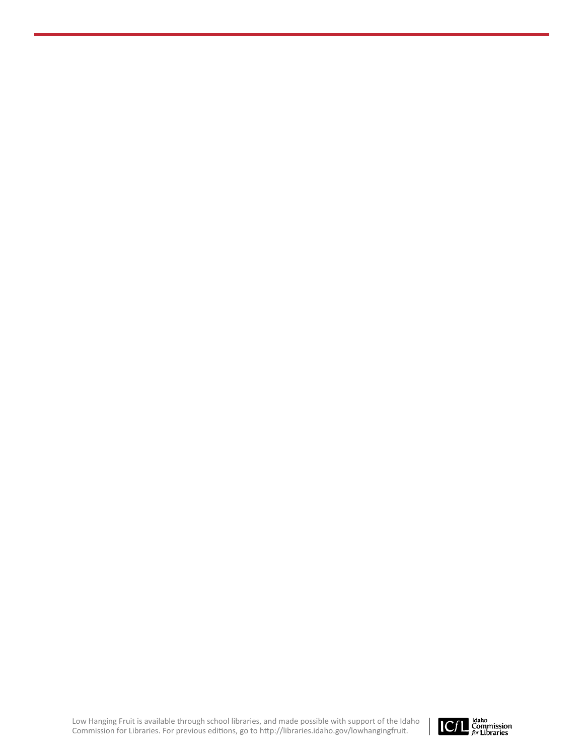Low Hanging Fruit is available through school libraries, and made possible with support of the Idaho Commission for Libraries. For previous editions, go to http://libraries.idaho.gov/lowhangingfruit.

ICfL Idaho Commission for Libraries